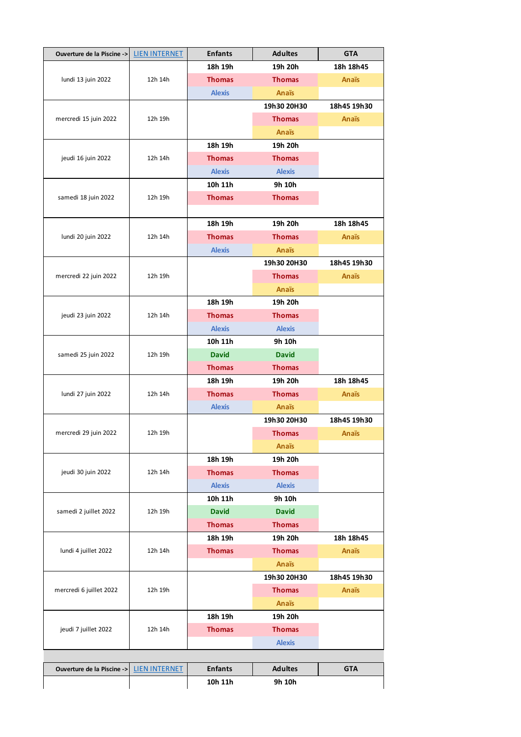| Ouverture de la Piscine -> | LIEN INTERNET | Enfants | Adultes | GTA |
|---|---|---|---|---|
| lundi 13 juin 2022 | 12h 14h | 18h 19h | 19h 20h | 18h 18h45 |
| | | Thomas | Thomas | Anaïs |
| | | Alexis | Anaïs | |
| mercredi 15 juin 2022 | 12h 19h | | 19h30 20H30 | 18h45 19h30 |
| | | | Thomas | Anaïs |
| | | | Anaïs | |
| jeudi 16 juin 2022 | 12h 14h | 18h 19h | 19h 20h | |
| | | Thomas | Thomas | |
| | | Alexis | Alexis | |
| samedi 18 juin 2022 | 12h 19h | 10h 11h | 9h 10h | |
| | | Thomas | Thomas | |
| lundi 20 juin 2022 | 12h 14h | 18h 19h | 19h 20h | 18h 18h45 |
| | | Thomas | Thomas | Anaïs |
| | | Alexis | Anaïs | |
| mercredi 22 juin 2022 | 12h 19h | | 19h30 20H30 | 18h45 19h30 |
| | | | Thomas | Anaïs |
| | | | Anaïs | |
| jeudi 23 juin 2022 | 12h 14h | 18h 19h | 19h 20h | |
| | | Thomas | Thomas | |
| | | Alexis | Alexis | |
| samedi 25 juin 2022 | 12h 19h | 10h 11h | 9h 10h | |
| | | David | David | |
| | | Thomas | Thomas | |
| lundi 27 juin 2022 | 12h 14h | 18h 19h | 19h 20h | 18h 18h45 |
| | | Thomas | Thomas | Anaïs |
| | | Alexis | Anaïs | |
| mercredi 29 juin 2022 | 12h 19h | | 19h30 20H30 | 18h45 19h30 |
| | | | Thomas | Anaïs |
| | | | Anaïs | |
| jeudi 30 juin 2022 | 12h 14h | 18h 19h | 19h 20h | |
| | | Thomas | Thomas | |
| | | Alexis | Alexis | |
| samedi 2 juillet 2022 | 12h 19h | 10h 11h | 9h 10h | |
| | | David | David | |
| | | Thomas | Thomas | |
| lundi 4 juillet 2022 | 12h 14h | 18h 19h | 19h 20h | 18h 18h45 |
| | | Thomas | Thomas | Anaïs |
| | | | Anaïs | |
| mercredi 6 juillet 2022 | 12h 19h | | 19h30 20H30 | 18h45 19h30 |
| | | | Thomas | Anaïs |
| | | | Anaïs | |
| jeudi 7 juillet 2022 | 12h 14h | 18h 19h | 19h 20h | |
| | | Thomas | Thomas | |
| | | | Alexis | |

| Ouverture de la Piscine -> | LIEN INTERNET | Enfants | Adultes | GTA |
|---|---|---|---|---|
| | | 10h 11h | 9h 10h | |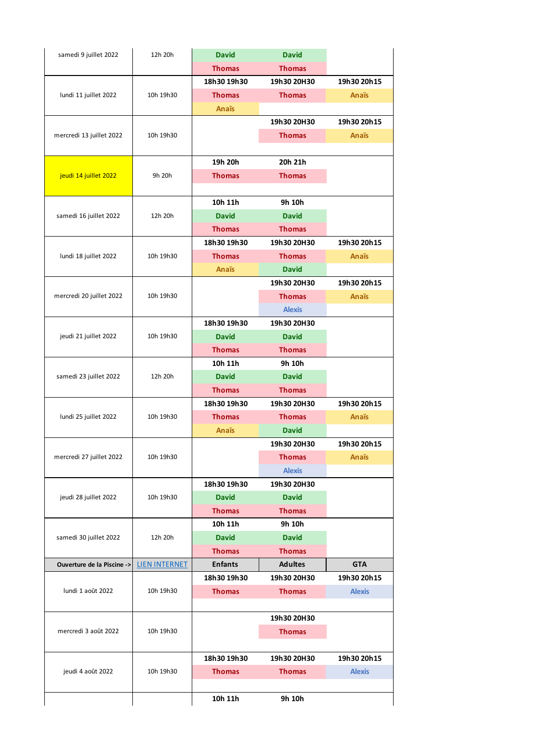| | | | | |
|---|---|---|---|---|
| samedi 9 juillet 2022 | 12h 20h | David | David | |
| | | Thomas | Thomas | |
| lundi 11 juillet 2022 | 10h 19h30 | 18h30 19h30 | 19h30 20H30 | 19h30 20h15 |
| | | Thomas | Thomas | Anaïs |
| | | Anaïs | | |
| mercredi 13 juillet 2022 | 10h 19h30 | | 19h30 20H30 | 19h30 20h15 |
| | | | Thomas | Anaïs |
| jeudi 14 juillet 2022 | 9h 20h | 19h 20h | 20h 21h | |
| | | Thomas | Thomas | |
| samedi 16 juillet 2022 | 12h 20h | 10h 11h | 9h 10h | |
| | | David | David | |
| | | Thomas | Thomas | |
| lundi 18 juillet 2022 | 10h 19h30 | 18h30 19h30 | 19h30 20H30 | 19h30 20h15 |
| | | Thomas | Thomas | Anaïs |
| | | Anaïs | David | |
| mercredi 20 juillet 2022 | 10h 19h30 | | 19h30 20H30 | 19h30 20h15 |
| | | | Thomas | Anaïs |
| | | | Alexis | |
| jeudi 21 juillet 2022 | 10h 19h30 | 18h30 19h30 | 19h30 20H30 | |
| | | David | David | |
| | | Thomas | Thomas | |
| samedi 23 juillet 2022 | 12h 20h | 10h 11h | 9h 10h | |
| | | David | David | |
| | | Thomas | Thomas | |
| lundi 25 juillet 2022 | 10h 19h30 | 18h30 19h30 | 19h30 20H30 | 19h30 20h15 |
| | | Thomas | Thomas | Anaïs |
| | | Anaïs | David | |
| mercredi 27 juillet 2022 | 10h 19h30 | | 19h30 20H30 | 19h30 20h15 |
| | | | Thomas | Anaïs |
| | | | Alexis | |
| jeudi 28 juillet 2022 | 10h 19h30 | 18h30 19h30 | 19h30 20H30 | |
| | | David | David | |
| | | Thomas | Thomas | |
| samedi 30 juillet 2022 | 12h 20h | 10h 11h | 9h 10h | |
| | | David | David | |
| | | Thomas | Thomas | |
| **Ouverture de la Piscine ->** | LIEN INTERNET | **Enfants** | **Adultes** | **GTA** |
| lundi 1 août 2022 | 10h 19h30 | 18h30 19h30 | 19h30 20H30 | 19h30 20h15 |
| | | Thomas | Thomas | Alexis |
| mercredi 3 août 2022 | 10h 19h30 | | 19h30 20H30 | |
| | | | Thomas | |
| jeudi 4 août 2022 | 10h 19h30 | 18h30 19h30 | 19h30 20H30 | 19h30 20h15 |
| | | Thomas | Thomas | Alexis |
| | | 10h 11h | 9h 10h | |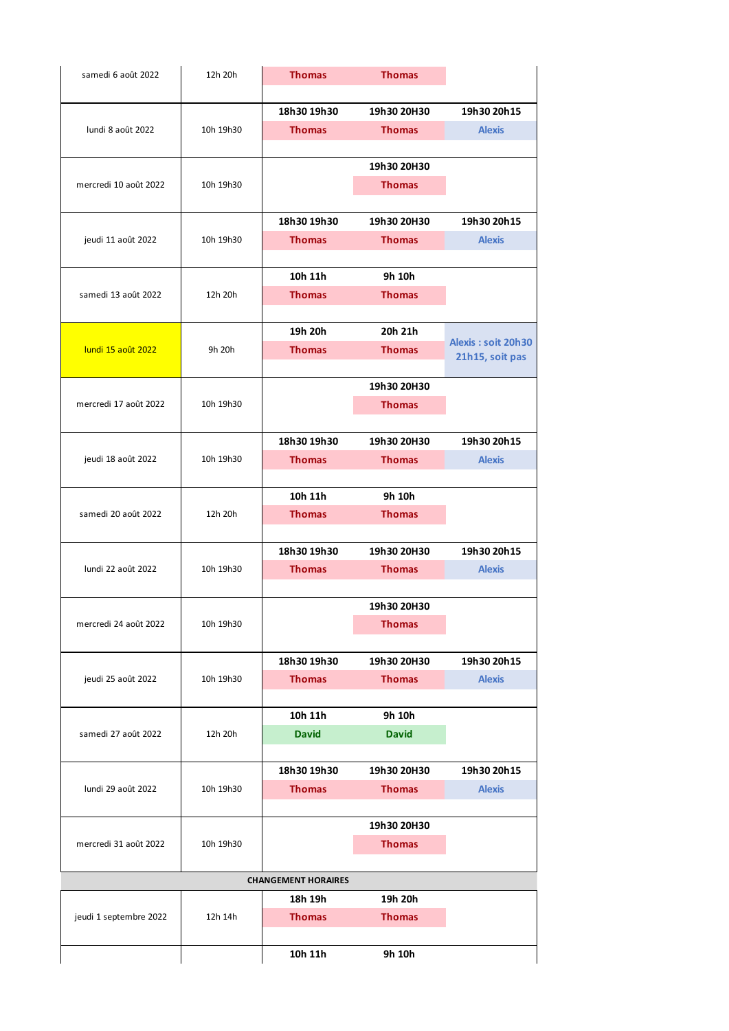| | | | | |
|---|---|---|---|---|
| samedi 6 août 2022 | 12h 20h | Thomas | Thomas | |
| lundi 8 août 2022 | 10h 19h30 | 18h30 19h30<br>Thomas | 19h30 20H30<br>Thomas | 19h30 20h15<br>Alexis |
| mercredi 10 août 2022 | 10h 19h30 | | 19h30 20H30<br>Thomas | |
| jeudi 11 août 2022 | 10h 19h30 | 18h30 19h30<br>Thomas | 19h30 20H30<br>Thomas | 19h30 20h15<br>Alexis |
| samedi 13 août 2022 | 12h 20h | 10h 11h<br>Thomas | 9h 10h<br>Thomas | |
| lundi 15 août 2022 | 9h 20h | 19h 20h<br>Thomas | 20h 21h<br>Thomas | Alexis : soit 20h30 21h15, soit pas |
| mercredi 17 août 2022 | 10h 19h30 | | 19h30 20H30<br>Thomas | |
| jeudi 18 août 2022 | 10h 19h30 | 18h30 19h30<br>Thomas | 19h30 20H30<br>Thomas | 19h30 20h15<br>Alexis |
| samedi 20 août 2022 | 12h 20h | 10h 11h<br>Thomas | 9h 10h<br>Thomas | |
| lundi 22 août 2022 | 10h 19h30 | 18h30 19h30<br>Thomas | 19h30 20H30<br>Thomas | 19h30 20h15<br>Alexis |
| mercredi 24 août 2022 | 10h 19h30 | | 19h30 20H30<br>Thomas | |
| jeudi 25 août 2022 | 10h 19h30 | 18h30 19h30<br>Thomas | 19h30 20H30<br>Thomas | 19h30 20h15<br>Alexis |
| samedi 27 août 2022 | 12h 20h | 10h 11h<br>David | 9h 10h<br>David | |
| lundi 29 août 2022 | 10h 19h30 | 18h30 19h30<br>Thomas | 19h30 20H30<br>Thomas | 19h30 20h15<br>Alexis |
| mercredi 31 août 2022 | 10h 19h30 | | 19h30 20H30<br>Thomas | |
| **CHANGEMENT HORAIRES** | | | | |
| jeudi 1 septembre 2022 | 12h 14h | 18h 19h<br>Thomas | 19h 20h<br>Thomas | |
| | | 10h 11h | 9h 10h | |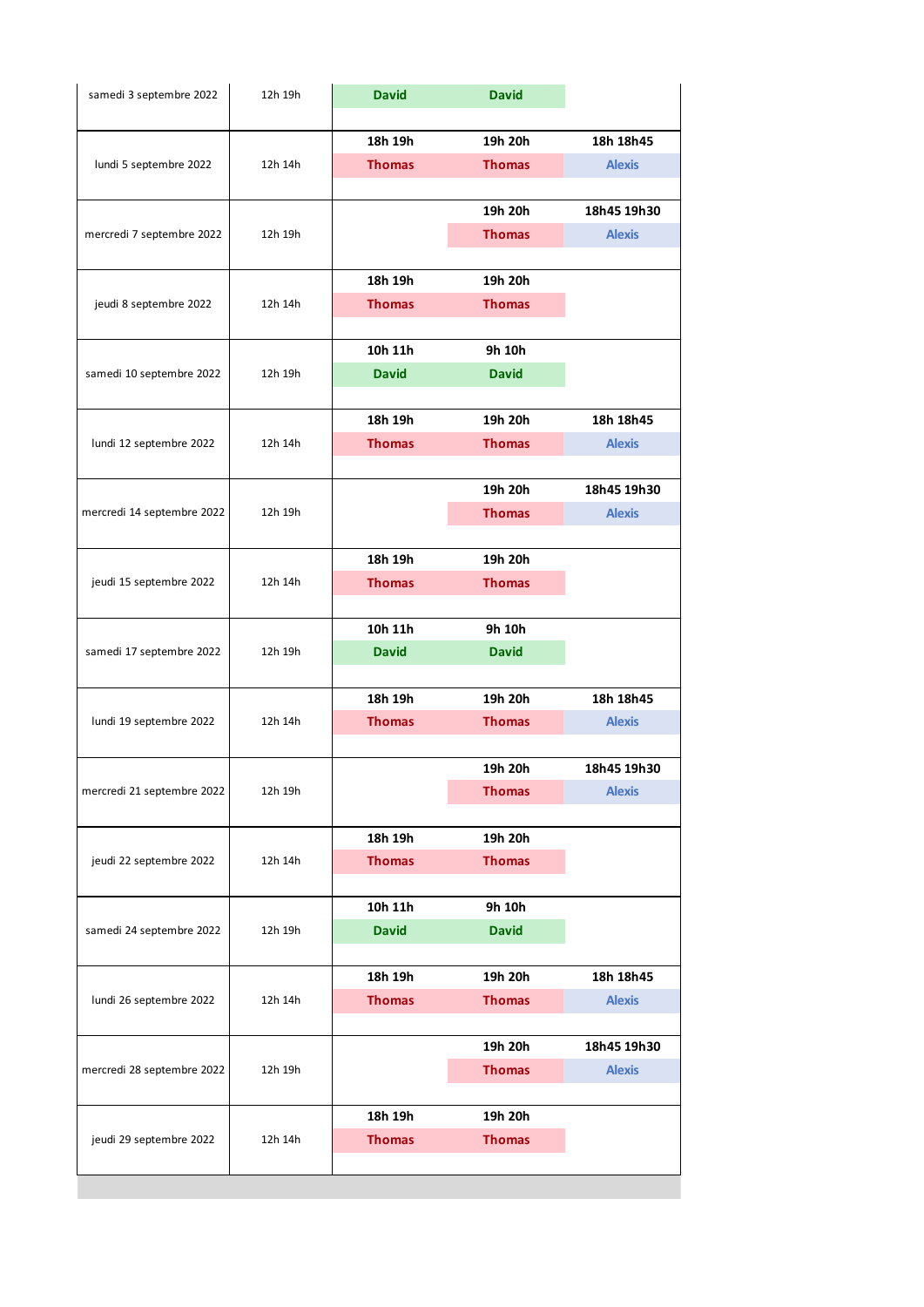| | | | | |
|---|---|---|---|---|
| samedi 3 septembre 2022 | 12h 19h | David | David | |
| lundi 5 septembre 2022 | 12h 14h | 18h 19h<br>Thomas | 19h 20h<br>Thomas | 18h 18h45<br>Alexis |
| mercredi 7 septembre 2022 | 12h 19h | | 19h 20h<br>Thomas | 18h45 19h30<br>Alexis |
| jeudi 8 septembre 2022 | 12h 14h | 18h 19h<br>Thomas | 19h 20h<br>Thomas | |
| samedi 10 septembre 2022 | 12h 19h | 10h 11h<br>David | 9h 10h<br>David | |
| lundi 12 septembre 2022 | 12h 14h | 18h 19h<br>Thomas | 19h 20h<br>Thomas | 18h 18h45<br>Alexis |
| mercredi 14 septembre 2022 | 12h 19h | | 19h 20h<br>Thomas | 18h45 19h30<br>Alexis |
| jeudi 15 septembre 2022 | 12h 14h | 18h 19h<br>Thomas | 19h 20h<br>Thomas | |
| samedi 17 septembre 2022 | 12h 19h | 10h 11h<br>David | 9h 10h<br>David | |
| lundi 19 septembre 2022 | 12h 14h | 18h 19h<br>Thomas | 19h 20h<br>Thomas | 18h 18h45<br>Alexis |
| mercredi 21 septembre 2022 | 12h 19h | | 19h 20h<br>Thomas | 18h45 19h30<br>Alexis |
| jeudi 22 septembre 2022 | 12h 14h | 18h 19h<br>Thomas | 19h 20h<br>Thomas | |
| samedi 24 septembre 2022 | 12h 19h | 10h 11h<br>David | 9h 10h<br>David | |
| lundi 26 septembre 2022 | 12h 14h | 18h 19h<br>Thomas | 19h 20h<br>Thomas | 18h 18h45<br>Alexis |
| mercredi 28 septembre 2022 | 12h 19h | | 19h 20h<br>Thomas | 18h45 19h30<br>Alexis |
| jeudi 29 septembre 2022 | 12h 14h | 18h 19h<br>Thomas | 19h 20h<br>Thomas | |